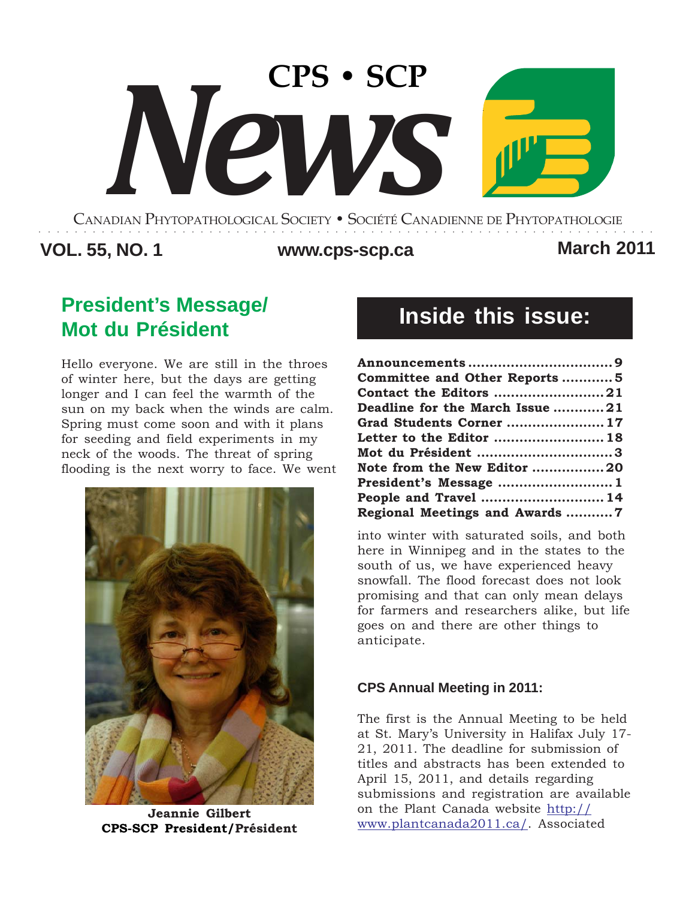# CPS • SCP News

CANADIAN PHYTOPATHOLOGICAL SOCIETY • SOCIÉTÉ CANADIENNE DE PHYTOPATHOLOGIE

**VOL. 55, NO. 1** www.cps-scp.ca **March 2011**

## Inside this issue:

| | |
|---|---|
| **Announcements** | **9** |
| **Committee and Other Reports** | **5** |
| **Contact the Editors** | **21** |
| **Deadline for the March Issue** | **21** |
| **Grad Students Corner** | **17** |
| **Letter to the Editor** | **18** |
| **Mot du Président** | **3** |
| **Note from the New Editor** | **20** |
| **President's Message** | **1** |
| **People and Travel** | **14** |
| **Regional Meetings and Awards** | **7** |

## President's Message/ Mot du Président

Hello everyone. We are still in the throes of winter here, but the days are getting longer and I can feel the warmth of the sun on my back when the winds are calm. Spring must come soon and with it plans for seeding and field experiments in my neck of the woods. The threat of spring flooding is the next worry to face. We went into winter with saturated soils, and both here in Winnipeg and in the states to the south of us, we have experienced heavy snowfall. The flood forecast does not look promising and that can only mean delays for farmers and researchers alike, but life goes on and there are other things to anticipate.

**Jeannie Gilbert**
**CPS-SCP President/Président**

### CPS Annual Meeting in 2011:

The first is the Annual Meeting to be held at St. Mary's University in Halifax July 17-21, 2011. The deadline for submission of titles and abstracts has been extended to April 15, 2011, and details regarding submissions and registration are available on the Plant Canada website http://www.plantcanada2011.ca/. Associated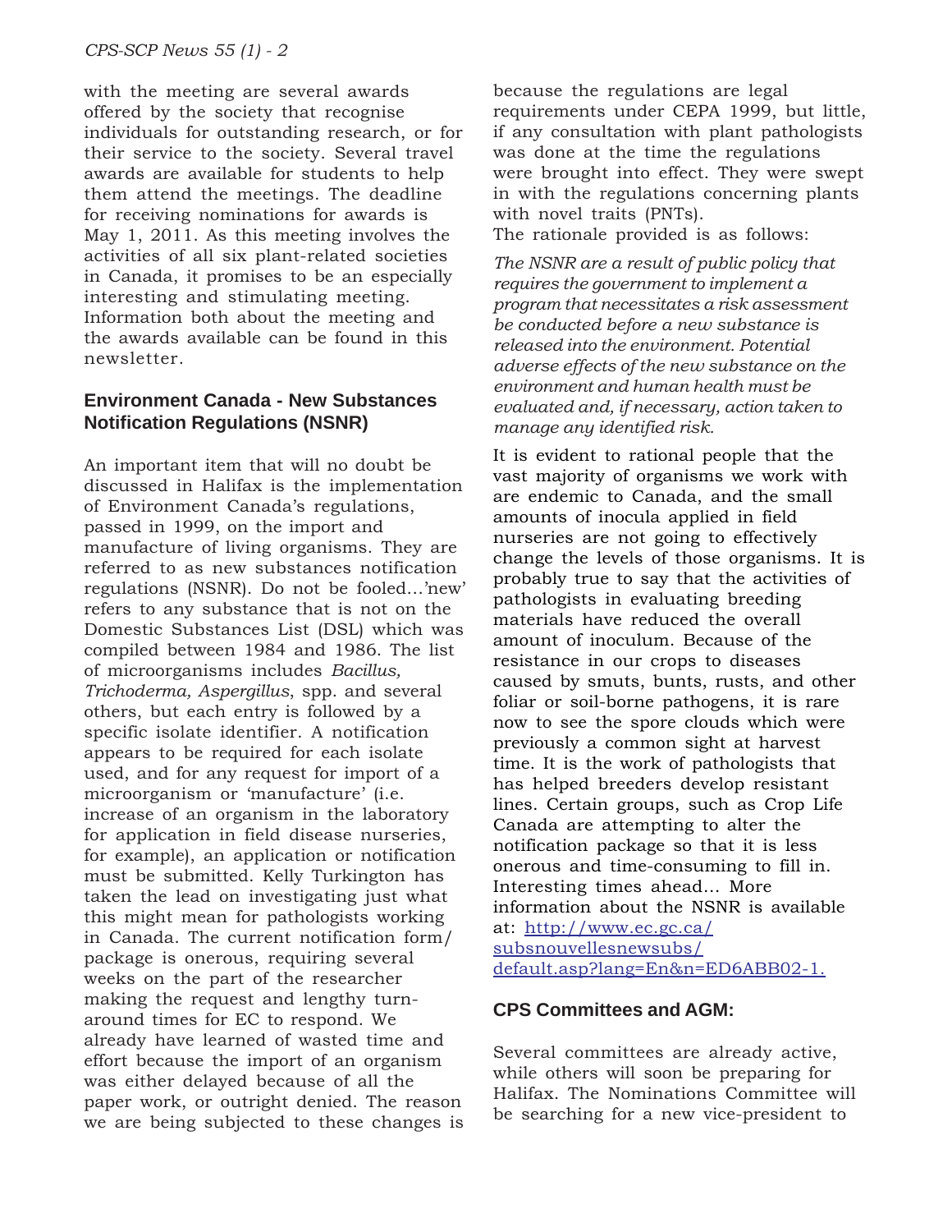with the meeting are several awards offered by the society that recognise individuals for outstanding research, or for their service to the society. Several travel awards are available for students to help them attend the meetings. The deadline for receiving nominations for awards is May 1, 2011. As this meeting involves the activities of all six plant-related societies in Canada, it promises to be an especially interesting and stimulating meeting. Information both about the meeting and the awards available can be found in this newsletter.

## Environment Canada - New Substances Notification Regulations (NSNR)

An important item that will no doubt be discussed in Halifax is the implementation of Environment Canada's regulations, passed in 1999, on the import and manufacture of living organisms. They are referred to as new substances notification regulations (NSNR). Do not be fooled…'new' refers to any substance that is not on the Domestic Substances List (DSL) which was compiled between 1984 and 1986. The list of microorganisms includes *Bacillus, Trichoderma, Aspergillus*, spp. and several others, but each entry is followed by a specific isolate identifier. A notification appears to be required for each isolate used, and for any request for import of a microorganism or 'manufacture' (i.e. increase of an organism in the laboratory for application in field disease nurseries, for example), an application or notification must be submitted. Kelly Turkington has taken the lead on investigating just what this might mean for pathologists working in Canada. The current notification form/ package is onerous, requiring several weeks on the part of the researcher making the request and lengthy turn-around times for EC to respond. We already have learned of wasted time and effort because the import of an organism was either delayed because of all the paper work, or outright denied. The reason we are being subjected to these changes is because the regulations are legal requirements under CEPA 1999, but little, if any consultation with plant pathologists was done at the time the regulations were brought into effect. They were swept in with the regulations concerning plants with novel traits (PNTs).

The rationale provided is as follows:

*The NSNR are a result of public policy that requires the government to implement a program that necessitates a risk assessment be conducted before a new substance is released into the environment. Potential adverse effects of the new substance on the environment and human health must be evaluated and, if necessary, action taken to manage any identified risk.*

It is evident to rational people that the vast majority of organisms we work with are endemic to Canada, and the small amounts of inocula applied in field nurseries are not going to effectively change the levels of those organisms. It is probably true to say that the activities of pathologists in evaluating breeding materials have reduced the overall amount of inoculum. Because of the resistance in our crops to diseases caused by smuts, bunts, rusts, and other foliar or soil-borne pathogens, it is rare now to see the spore clouds which were previously a common sight at harvest time. It is the work of pathologists that has helped breeders develop resistant lines. Certain groups, such as Crop Life Canada are attempting to alter the notification package so that it is less onerous and time-consuming to fill in. Interesting times ahead... More information about the NSNR is available at: [http://www.ec.gc.ca/subsnouvellesnewsubs/default.asp?lang=En&n=ED6ABB02-1.](http://www.ec.gc.ca/subsnouvellesnewsubs/default.asp?lang=En&n=ED6ABB02-1)

## CPS Committees and AGM:

Several committees are already active, while others will soon be preparing for Halifax. The Nominations Committee will be searching for a new vice-president to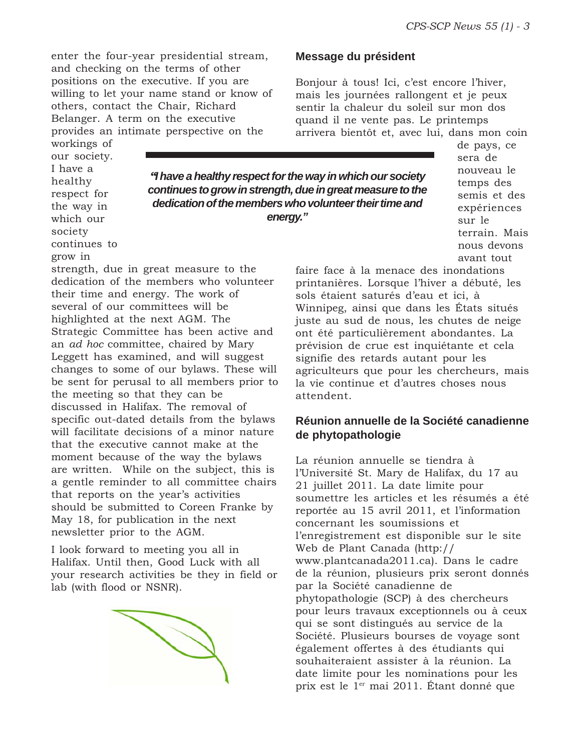enter the four-year presidential stream, and checking on the terms of other positions on the executive. If you are willing to let your name stand or know of others, contact the Chair, Richard Belanger. A term on the executive provides an intimate perspective on the workings of our society. I have a healthy respect for the way in which our society continues to grow in strength, due in great measure to the dedication of the members who volunteer their time and energy. The work of several of our committees will be highlighted at the next AGM. The Strategic Committee has been active and an *ad hoc* committee, chaired by Mary Leggett has examined, and will suggest changes to some of our bylaws. These will be sent for perusal to all members prior to the meeting so that they can be discussed in Halifax. The removal of specific out-dated details from the bylaws will facilitate decisions of a minor nature that the executive cannot make at the moment because of the way the bylaws are written. While on the subject, this is a gentle reminder to all committee chairs that reports on the year's activities should be submitted to Coreen Franke by May 18, for publication in the next newsletter prior to the AGM.

> ***"I have a healthy respect for the way in which our society continues to grow in strength, due in great measure to the dedication of the members who volunteer their time and energy."***

I look forward to meeting you all in Halifax. Until then, Good Luck with all your research activities be they in field or lab (with flood or NSNR).

## Message du président

Bonjour à tous! Ici, c'est encore l'hiver, mais les journées rallongent et je peux sentir la chaleur du soleil sur mon dos quand il ne vente pas. Le printemps arrivera bientôt et, avec lui, dans mon coin de pays, ce sera de nouveau le temps des semis et des expériences sur le terrain. Mais nous devons avant tout faire face à la menace des inondations printanières. Lorsque l'hiver a débuté, les sols étaient saturés d'eau et ici, à Winnipeg, ainsi que dans les États situés juste au sud de nous, les chutes de neige ont été particulièrement abondantes. La prévision de crue est inquiétante et cela signifie des retards autant pour les agriculteurs que pour les chercheurs, mais la vie continue et d'autres choses nous attendent.

## Réunion annuelle de la Société canadienne de phytopathologie

La réunion annuelle se tiendra à l'Université St. Mary de Halifax, du 17 au 21 juillet 2011. La date limite pour soumettre les articles et les résumés a été reportée au 15 avril 2011, et l'information concernant les soumissions et l'enregistrement est disponible sur le site Web de Plant Canada (http://www.plantcanada2011.ca). Dans le cadre de la réunion, plusieurs prix seront donnés par la Société canadienne de phytopathologie (SCP) à des chercheurs pour leurs travaux exceptionnels ou à ceux qui se sont distingués au service de la Société. Plusieurs bourses de voyage sont également offertes à des étudiants qui souhaiteraient assister à la réunion. La date limite pour les nominations pour les prix est le 1er mai 2011. Étant donné que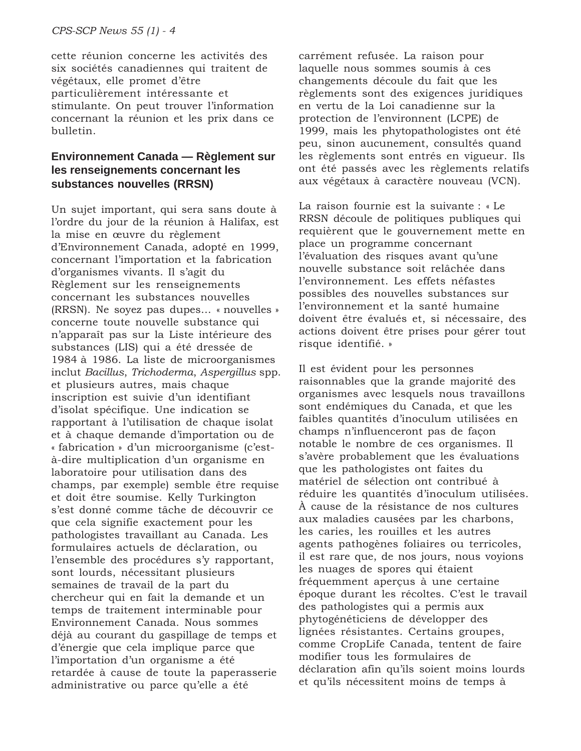cette réunion concerne les activités des six sociétés canadiennes qui traitent de végétaux, elle promet d'être particulièrement intéressante et stimulante. On peut trouver l'information concernant la réunion et les prix dans ce bulletin.

## Environnement Canada — Règlement sur les renseignements concernant les substances nouvelles (RRSN)

Un sujet important, qui sera sans doute à l'ordre du jour de la réunion à Halifax, est la mise en œuvre du règlement d'Environnement Canada, adopté en 1999, concernant l'importation et la fabrication d'organismes vivants. Il s'agit du Règlement sur les renseignements concernant les substances nouvelles (RRSN). Ne soyez pas dupes… « nouvelles » concerne toute nouvelle substance qui n'apparaît pas sur la Liste intérieure des substances (LIS) qui a été dressée de 1984 à 1986. La liste de microorganismes inclut *Bacillus*, *Trichoderma*, *Aspergillus* spp. et plusieurs autres, mais chaque inscription est suivie d'un identifiant d'isolat spécifique. Une indication se rapportant à l'utilisation de chaque isolat et à chaque demande d'importation ou de « fabrication » d'un microorganisme (c'est-à-dire multiplication d'un organisme en laboratoire pour utilisation dans des champs, par exemple) semble être requise et doit être soumise. Kelly Turkington s'est donné comme tâche de découvrir ce que cela signifie exactement pour les pathologistes travaillant au Canada. Les formulaires actuels de déclaration, ou l'ensemble des procédures s'y rapportant, sont lourds, nécessitant plusieurs semaines de travail de la part du chercheur qui en fait la demande et un temps de traitement interminable pour Environnement Canada. Nous sommes déjà au courant du gaspillage de temps et d'énergie que cela implique parce que l'importation d'un organisme a été retardée à cause de toute la paperasserie administrative ou parce qu'elle a été carrément refusée. La raison pour laquelle nous sommes soumis à ces changements découle du fait que les règlements sont des exigences juridiques en vertu de la Loi canadienne sur la protection de l'environnent (LCPE) de 1999, mais les phytopathologistes ont été peu, sinon aucunement, consultés quand les règlements sont entrés en vigueur. Ils ont été passés avec les règlements relatifs aux végétaux à caractère nouveau (VCN).

La raison fournie est la suivante : « Le RRSN découle de politiques publiques qui requièrent que le gouvernement mette en place un programme concernant l'évaluation des risques avant qu'une nouvelle substance soit relâchée dans l'environnement. Les effets néfastes possibles des nouvelles substances sur l'environnement et la santé humaine doivent être évalués et, si nécessaire, des actions doivent être prises pour gérer tout risque identifié. »

Il est évident pour les personnes raisonnables que la grande majorité des organismes avec lesquels nous travaillons sont endémiques du Canada, et que les faibles quantités d'inoculum utilisées en champs n'influenceront pas de façon notable le nombre de ces organismes. Il s'avère probablement que les évaluations que les pathologistes ont faites du matériel de sélection ont contribué à réduire les quantités d'inoculum utilisées. À cause de la résistance de nos cultures aux maladies causées par les charbons, les caries, les rouilles et les autres agents pathogènes foliaires ou terricoles, il est rare que, de nos jours, nous voyions les nuages de spores qui étaient fréquemment aperçus à une certaine époque durant les récoltes. C'est le travail des pathologistes qui a permis aux phytogénéticiens de développer des lignées résistantes. Certains groupes, comme CropLife Canada, tentent de faire modifier tous les formulaires de déclaration afin qu'ils soient moins lourds et qu'ils nécessitent moins de temps à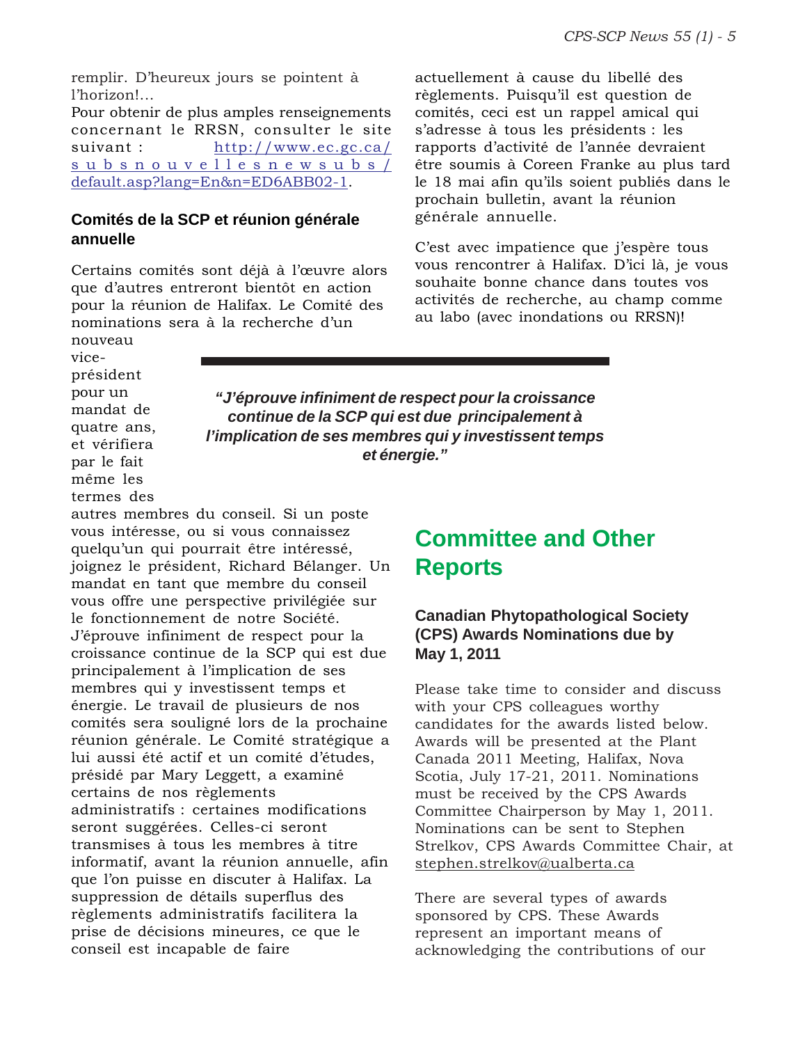remplir. D'heureux jours se pointent à l'horizon!...

Pour obtenir de plus amples renseignements concernant le RRSN, consulter le site suivant : http://www.ec.gc.ca/subsnouvellesnewsubs/default.asp?lang=En&n=ED6ABB02-1.

### Comités de la SCP et réunion générale annuelle

Certains comités sont déjà à l'œuvre alors que d'autres entreront bientôt en action pour la réunion de Halifax. Le Comité des nominations sera à la recherche d'un nouveau vice-président pour un mandat de quatre ans, et vérifiera par le fait même les termes des autres membres du conseil. Si un poste vous intéresse, ou si vous connaissez quelqu'un qui pourrait être intéressé, joignez le président, Richard Bélanger. Un mandat en tant que membre du conseil vous offre une perspective privilégiée sur le fonctionnement de notre Société. J'éprouve infiniment de respect pour la croissance continue de la SCP qui est due principalement à l'implication de ses membres qui y investissent temps et énergie. Le travail de plusieurs de nos comités sera souligné lors de la prochaine réunion générale. Le Comité stratégique a lui aussi été actif et un comité d'études, présidé par Mary Leggett, a examiné certains de nos règlements administratifs : certaines modifications seront suggérées. Celles-ci seront transmises à tous les membres à titre informatif, avant la réunion annuelle, afin que l'on puisse en discuter à Halifax. La suppression de détails superflus des règlements administratifs facilitera la prise de décisions mineures, ce que le conseil est incapable de faire actuellement à cause du libellé des règlements. Puisqu'il est question de comités, ceci est un rappel amical qui s'adresse à tous les présidents : les rapports d'activité de l'année devraient être soumis à Coreen Franke au plus tard le 18 mai afin qu'ils soient publiés dans le prochain bulletin, avant la réunion générale annuelle.

C'est avec impatience que j'espère tous vous rencontrer à Halifax. D'ici là, je vous souhaite bonne chance dans toutes vos activités de recherche, au champ comme au labo (avec inondations ou RRSN)!

> ***"J'éprouve infiniment de respect pour la croissance continue de la SCP qui est due principalement à l'implication de ses membres qui y investissent temps et énergie."***

# Committee and Other Reports

### Canadian Phytopathological Society (CPS) Awards Nominations due by May 1, 2011

Please take time to consider and discuss with your CPS colleagues worthy candidates for the awards listed below. Awards will be presented at the Plant Canada 2011 Meeting, Halifax, Nova Scotia, July 17-21, 2011. Nominations must be received by the CPS Awards Committee Chairperson by May 1, 2011. Nominations can be sent to Stephen Strelkov, CPS Awards Committee Chair, at stephen.strelkov@ualberta.ca

There are several types of awards sponsored by CPS. These Awards represent an important means of acknowledging the contributions of our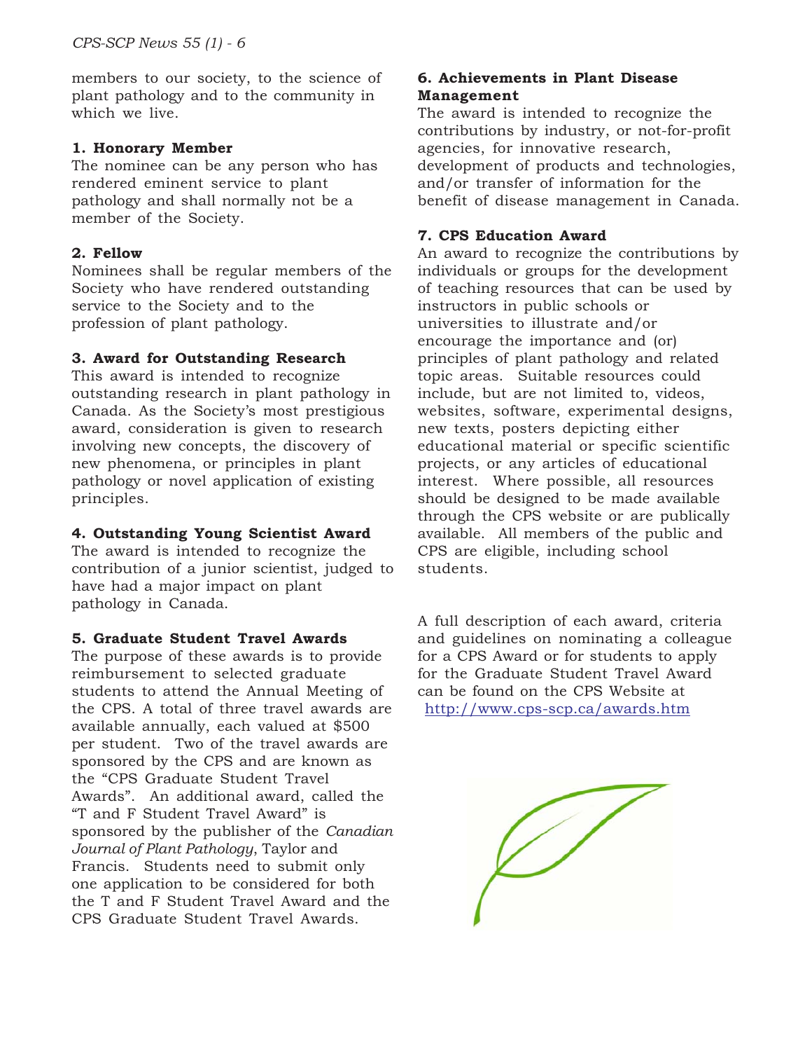members to our society, to the science of plant pathology and to the community in which we live.

**1. Honorary Member**

The nominee can be any person who has rendered eminent service to plant pathology and shall normally not be a member of the Society.

**2. Fellow**

Nominees shall be regular members of the Society who have rendered outstanding service to the Society and to the profession of plant pathology.

**3. Award for Outstanding Research**

This award is intended to recognize outstanding research in plant pathology in Canada. As the Society's most prestigious award, consideration is given to research involving new concepts, the discovery of new phenomena, or principles in plant pathology or novel application of existing principles.

**4. Outstanding Young Scientist Award**

The award is intended to recognize the contribution of a junior scientist, judged to have had a major impact on plant pathology in Canada.

**5. Graduate Student Travel Awards**

The purpose of these awards is to provide reimbursement to selected graduate students to attend the Annual Meeting of the CPS. A total of three travel awards are available annually, each valued at $500 per student. Two of the travel awards are sponsored by the CPS and are known as the "CPS Graduate Student Travel Awards". An additional award, called the "T and F Student Travel Award" is sponsored by the publisher of the *Canadian Journal of Plant Pathology*, Taylor and Francis. Students need to submit only one application to be considered for both the T and F Student Travel Award and the CPS Graduate Student Travel Awards.

**6. Achievements in Plant Disease Management**

The award is intended to recognize the contributions by industry, or not-for-profit agencies, for innovative research, development of products and technologies, and/or transfer of information for the benefit of disease management in Canada.

**7. CPS Education Award**

An award to recognize the contributions by individuals or groups for the development of teaching resources that can be used by instructors in public schools or universities to illustrate and/or encourage the importance and (or) principles of plant pathology and related topic areas. Suitable resources could include, but are not limited to, videos, websites, software, experimental designs, new texts, posters depicting either educational material or specific scientific projects, or any articles of educational interest. Where possible, all resources should be designed to be made available through the CPS website or are publically available. All members of the public and CPS are eligible, including school students.

A full description of each award, criteria and guidelines on nominating a colleague for a CPS Award or for students to apply for the Graduate Student Travel Award can be found on the CPS Website at http://www.cps-scp.ca/awards.htm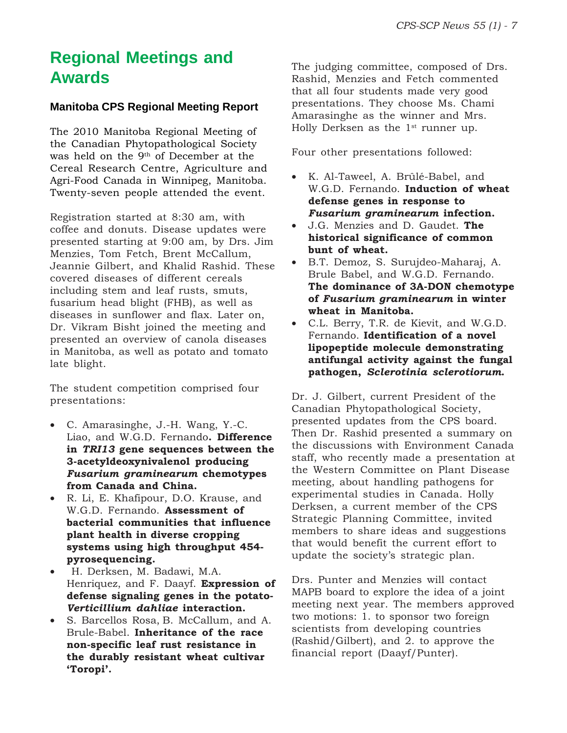# Regional Meetings and Awards

### Manitoba CPS Regional Meeting Report

The 2010 Manitoba Regional Meeting of the Canadian Phytopathological Society was held on the 9th of December at the Cereal Research Centre, Agriculture and Agri-Food Canada in Winnipeg, Manitoba. Twenty-seven people attended the event.

Registration started at 8:30 am, with coffee and donuts. Disease updates were presented starting at 9:00 am, by Drs. Jim Menzies, Tom Fetch, Brent McCallum, Jeannie Gilbert, and Khalid Rashid. These covered diseases of different cereals including stem and leaf rusts, smuts, fusarium head blight (FHB), as well as diseases in sunflower and flax. Later on, Dr. Vikram Bisht joined the meeting and presented an overview of canola diseases in Manitoba, as well as potato and tomato late blight.

The student competition comprised four presentations:

- C. Amarasinghe, J.-H. Wang, Y.-C. Liao, and W.G.D. Fernando**. Difference in *TRI13* gene sequences between the 3-acetyldeoxynivalenol producing *Fusarium graminearum* chemotypes from Canada and China.**
- R. Li, E. Khafipour, D.O. Krause, and W.G.D. Fernando. **Assessment of bacterial communities that influence plant health in diverse cropping systems using high throughput 454-pyrosequencing.**
- H. Derksen, M. Badawi, M.A. Henriquez, and F. Daayf. **Expression of defense signaling genes in the potato-*Verticillium dahliae* interaction.**
- S. Barcellos Rosa, B. McCallum, and A. Brule-Babel. **Inheritance of the race non-specific leaf rust resistance in the durably resistant wheat cultivar 'Toropi'.**

The judging committee, composed of Drs. Rashid, Menzies and Fetch commented that all four students made very good presentations. They choose Ms. Chami Amarasinghe as the winner and Mrs. Holly Derksen as the 1st runner up.

Four other presentations followed:

- K. Al-Taweel, A. Brûlé-Babel, and W.G.D. Fernando. **Induction of wheat defense genes in response to *Fusarium graminearum* infection.**
- J.G. Menzies and D. Gaudet. **The historical significance of common bunt of wheat.**
- B.T. Demoz, S. Surujdeo-Maharaj, A. Brule Babel, and W.G.D. Fernando. **The dominance of 3A-DON chemotype of *Fusarium graminearum* in winter wheat in Manitoba.**
- C.L. Berry, T.R. de Kievit, and W.G.D. Fernando. **Identification of a novel lipopeptide molecule demonstrating antifungal activity against the fungal pathogen, *Sclerotinia sclerotiorum*.**

Dr. J. Gilbert, current President of the Canadian Phytopathological Society, presented updates from the CPS board. Then Dr. Rashid presented a summary on the discussions with Environment Canada staff, who recently made a presentation at the Western Committee on Plant Disease meeting, about handling pathogens for experimental studies in Canada. Holly Derksen, a current member of the CPS Strategic Planning Committee, invited members to share ideas and suggestions that would benefit the current effort to update the society's strategic plan.

Drs. Punter and Menzies will contact MAPB board to explore the idea of a joint meeting next year. The members approved two motions: 1. to sponsor two foreign scientists from developing countries (Rashid/Gilbert), and 2. to approve the financial report (Daayf/Punter).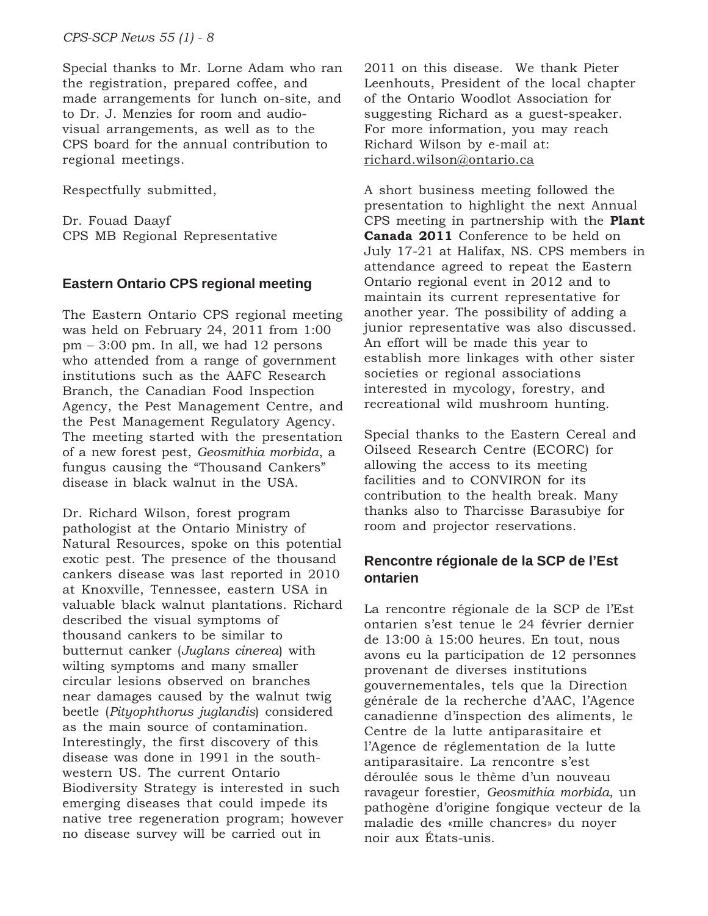Special thanks to Mr. Lorne Adam who ran the registration, prepared coffee, and made arrangements for lunch on-site, and to Dr. J. Menzies for room and audio-visual arrangements, as well as to the CPS board for the annual contribution to regional meetings.

Respectfully submitted,

Dr. Fouad Daayf
CPS MB Regional Representative

## Eastern Ontario CPS regional meeting

The Eastern Ontario CPS regional meeting was held on February 24, 2011 from 1:00 pm – 3:00 pm. In all, we had 12 persons who attended from a range of government institutions such as the AAFC Research Branch, the Canadian Food Inspection Agency, the Pest Management Centre, and the Pest Management Regulatory Agency. The meeting started with the presentation of a new forest pest, *Geosmithia morbida*, a fungus causing the "Thousand Cankers" disease in black walnut in the USA.

Dr. Richard Wilson, forest program pathologist at the Ontario Ministry of Natural Resources, spoke on this potential exotic pest. The presence of the thousand cankers disease was last reported in 2010 at Knoxville, Tennessee, eastern USA in valuable black walnut plantations. Richard described the visual symptoms of thousand cankers to be similar to butternut canker (*Juglans cinerea*) with wilting symptoms and many smaller circular lesions observed on branches near damages caused by the walnut twig beetle (*Pityophthorus juglandis*) considered as the main source of contamination. Interestingly, the first discovery of this disease was done in 1991 in the south-western US. The current Ontario Biodiversity Strategy is interested in such emerging diseases that could impede its native tree regeneration program; however no disease survey will be carried out in 2011 on this disease. We thank Pieter Leenhouts, President of the local chapter of the Ontario Woodlot Association for suggesting Richard as a guest-speaker. For more information, you may reach Richard Wilson by e-mail at: richard.wilson@ontario.ca

A short business meeting followed the presentation to highlight the next Annual CPS meeting in partnership with the **Plant Canada 2011** Conference to be held on July 17-21 at Halifax, NS. CPS members in attendance agreed to repeat the Eastern Ontario regional event in 2012 and to maintain its current representative for another year. The possibility of adding a junior representative was also discussed. An effort will be made this year to establish more linkages with other sister societies or regional associations interested in mycology, forestry, and recreational wild mushroom hunting.

Special thanks to the Eastern Cereal and Oilseed Research Centre (ECORC) for allowing the access to its meeting facilities and to CONVIRON for its contribution to the health break. Many thanks also to Tharcisse Barasubiye for room and projector reservations.

## Rencontre régionale de la SCP de l'Est ontarien

La rencontre régionale de la SCP de l'Est ontarien s'est tenue le 24 février dernier de 13:00 à 15:00 heures. En tout, nous avons eu la participation de 12 personnes provenant de diverses institutions gouvernementales, tels que la Direction générale de la recherche d'AAC, l'Agence canadienne d'inspection des aliments, le Centre de la lutte antiparasitaire et l'Agence de réglementation de la lutte antiparasitaire. La rencontre s'est déroulée sous le thème d'un nouveau ravageur forestier, *Geosmithia morbida,* un pathogène d'origine fongique vecteur de la maladie des «mille chancres» du noyer noir aux États-unis.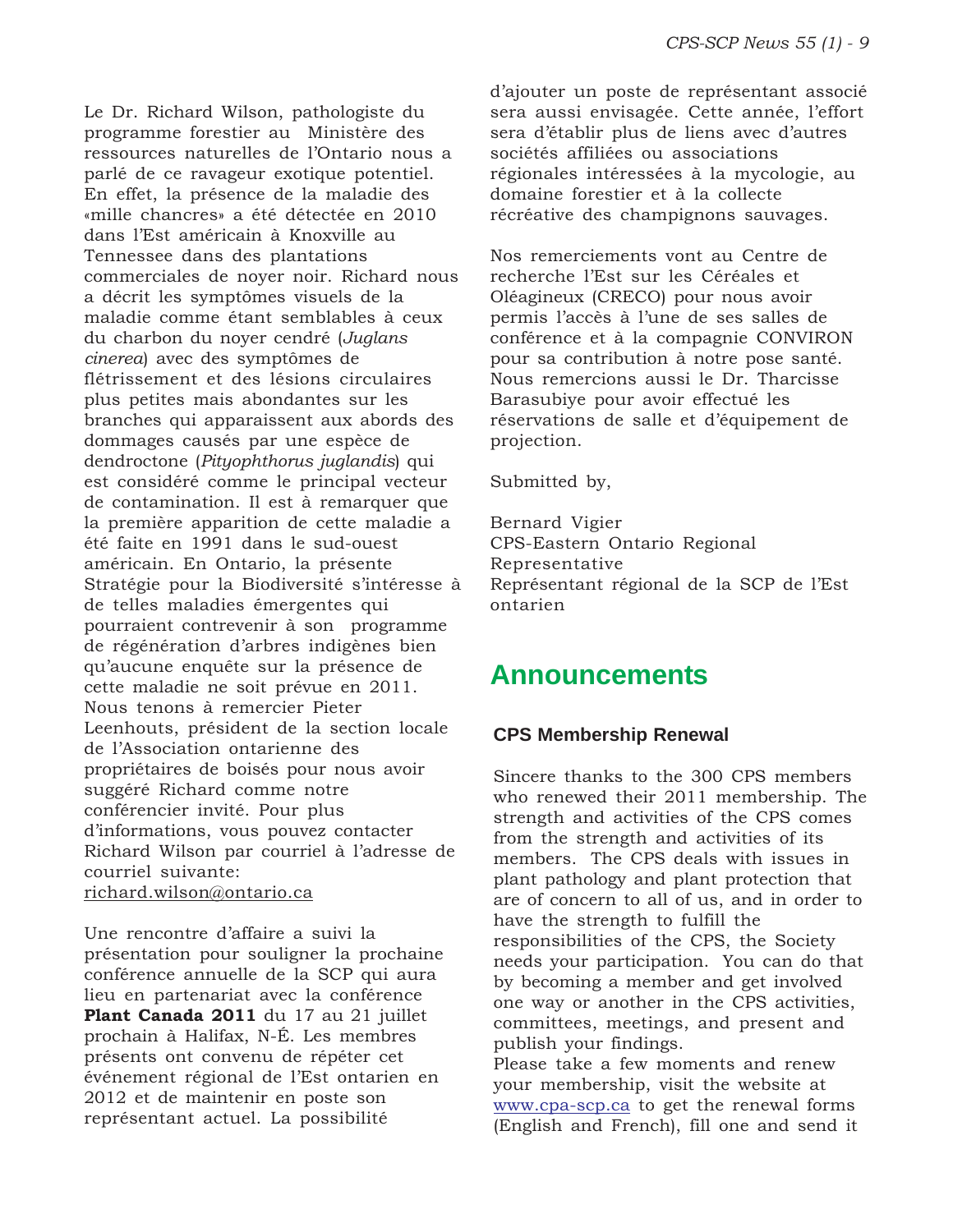Le Dr. Richard Wilson, pathologiste du programme forestier au  Ministère des ressources naturelles de l'Ontario nous a parlé de ce ravageur exotique potentiel. En effet, la présence de la maladie des «mille chancres» a été détectée en 2010 dans l'Est américain à Knoxville au Tennessee dans des plantations commerciales de noyer noir. Richard nous a décrit les symptômes visuels de la maladie comme étant semblables à ceux du charbon du noyer cendré (*Juglans cinerea*) avec des symptômes de flétrissement et des lésions circulaires plus petites mais abondantes sur les branches qui apparaissent aux abords des dommages causés par une espèce de dendroctone (*Pityophthorus juglandis*) qui est considéré comme le principal vecteur de contamination. Il est à remarquer que la première apparition de cette maladie a été faite en 1991 dans le sud-ouest américain. En Ontario, la présente Stratégie pour la Biodiversité s'intéresse à de telles maladies émergentes qui pourraient contrevenir à son  programme de régénération d'arbres indigènes bien qu'aucune enquête sur la présence de cette maladie ne soit prévue en 2011. Nous tenons à remercier Pieter Leenhouts, président de la section locale de l'Association ontarienne des propriétaires de boisés pour nous avoir suggéré Richard comme notre conférencier invité. Pour plus d'informations, vous pouvez contacter Richard Wilson par courriel à l'adresse de courriel suivante: richard.wilson@ontario.ca

Une rencontre d'affaire a suivi la présentation pour souligner la prochaine conférence annuelle de la SCP qui aura lieu en partenariat avec la conférence **Plant Canada 2011** du 17 au 21 juillet prochain à Halifax, N-É. Les membres présents ont convenu de répéter cet événement régional de l'Est ontarien en 2012 et de maintenir en poste son représentant actuel. La possibilité d'ajouter un poste de représentant associé sera aussi envisagée. Cette année, l'effort sera d'établir plus de liens avec d'autres sociétés affiliées ou associations régionales intéressées à la mycologie, au domaine forestier et à la collecte récréative des champignons sauvages.

Nos remerciements vont au Centre de recherche l'Est sur les Céréales et Oléagineux (CRECO) pour nous avoir permis l'accès à l'une de ses salles de conférence et à la compagnie CONVIRON pour sa contribution à notre pose santé. Nous remercions aussi le Dr. Tharcisse Barasubiye pour avoir effectué les réservations de salle et d'équipement de projection.

Submitted by,

Bernard Vigier
CPS-Eastern Ontario Regional Representative
Représentant régional de la SCP de l'Est ontarien

# Announcements

### CPS Membership Renewal

Sincere thanks to the 300 CPS members who renewed their 2011 membership. The strength and activities of the CPS comes from the strength and activities of its members.  The CPS deals with issues in plant pathology and plant protection that are of concern to all of us, and in order to have the strength to fulfill the responsibilities of the CPS, the Society needs your participation.  You can do that by becoming a member and get involved one way or another in the CPS activities, committees, meetings, and present and publish your findings.
Please take a few moments and renew your membership, visit the website at www.cpa-scp.ca to get the renewal forms (English and French), fill one and send it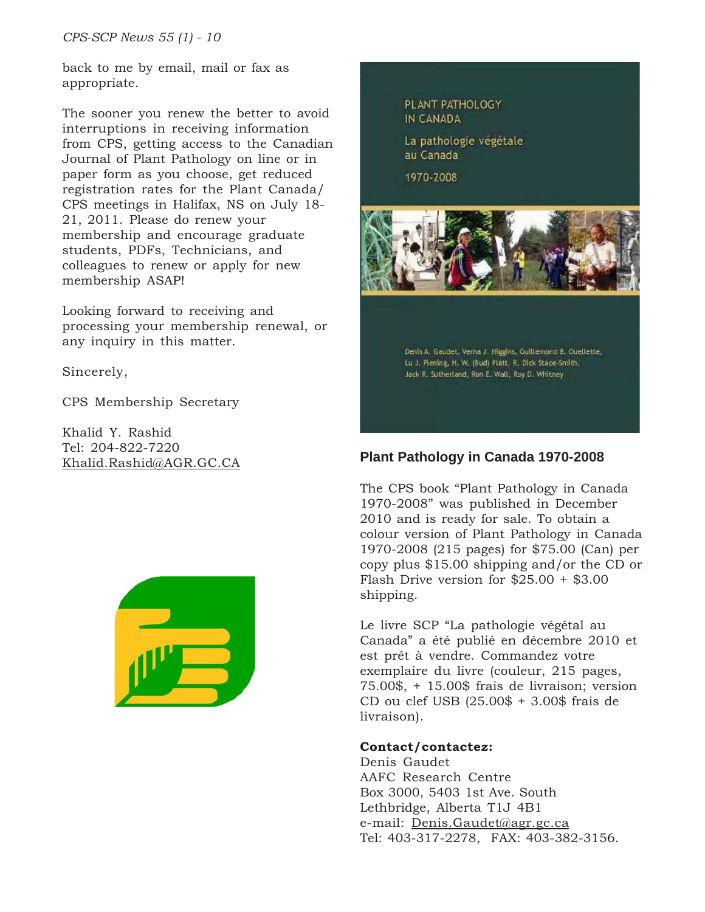back to me by email, mail or fax as appropriate.

The sooner you renew the better to avoid interruptions in receiving information from CPS, getting access to the Canadian Journal of Plant Pathology on line or in paper form as you choose, get reduced registration rates for the Plant Canada/ CPS meetings in Halifax, NS on July 18-21, 2011. Please do renew your membership and encourage graduate students, PDFs, Technicians, and colleagues to renew or apply for new membership ASAP!

Looking forward to receiving and processing your membership renewal, or any inquiry in this matter.

Sincerely,

CPS Membership Secretary

Khalid Y. Rashid
Tel: 204-822-7220
Khalid.Rashid@AGR.GC.CA

PLANT PATHOLOGY IN CANADA

La pathologie végétale au Canada

1970-2008

Denis A. Gaudet, Verna J. Higgins, Guillemond B. Ouellette, Lu J. Piening, H. W. (Bud) Platt, R. Dick Stace-Smith, Jack R. Sutherland, Ron E. Wall, Roy D. Whitney

## Plant Pathology in Canada 1970-2008

The CPS book "Plant Pathology in Canada 1970-2008" was published in December 2010 and is ready for sale. To obtain a colour version of Plant Pathology in Canada 1970-2008 (215 pages) for $75.00 (Can) per copy plus $15.00 shipping and/or the CD or Flash Drive version for $25.00 + $3.00 shipping.

Le livre SCP "La pathologie végétal au Canada" a été publié en décembre 2010 et est prêt à vendre. Commandez votre exemplaire du livre (couleur, 215 pages, 75.00$, + 15.00$ frais de livraison; version CD ou clef USB (25.00$ + 3.00$ frais de livraison).

**Contact/contactez:**
Denis Gaudet
AAFC Research Centre
Box 3000, 5403 1st Ave. South
Lethbridge, Alberta T1J 4B1
e-mail: Denis.Gaudet@agr.gc.ca
Tel: 403-317-2278, FAX: 403-382-3156.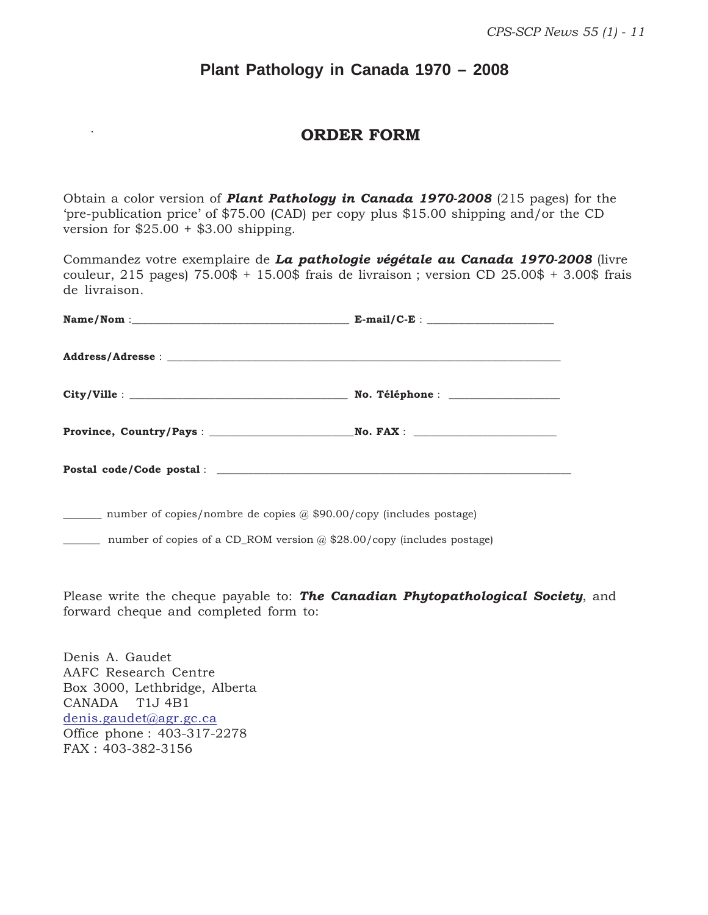# Plant Pathology in Canada 1970 – 2008

## ORDER FORM

Obtain a color version of ***Plant Pathology in Canada 1970-2008*** (215 pages) for the 'pre-publication price' of $75.00 (CAD) per copy plus $15.00 shipping and/or the CD version for $25.00 + $3.00 shipping.

Commandez votre exemplaire de ***La pathologie végétale au Canada 1970-2008*** (livre couleur, 215 pages) 75.00$ + 15.00$ frais de livraison ; version CD 25.00$ + 3.00$ frais de livraison.

**Name/Nom** :_______________________________________ **E-mail/C-E** : _______________________

**Address/Adresse** : _______________________________________________________________________

**City/Ville** : _______________________________________ **No. Téléphone** : ____________________

**Province, Country/Pays** : ___________________________**No. FAX** : __________________________

**Postal code/Code postal** : __________________________________________________________________

_______ number of copies/nombre de copies @ $90.00/copy (includes postage)

_______ number of copies of a CD_ROM version @ $28.00/copy (includes postage)

Please write the cheque payable to: ***The Canadian Phytopathological Society***, and forward cheque and completed form to:

Denis A. Gaudet
AAFC Research Centre
Box 3000, Lethbridge, Alberta
CANADA T1J 4B1
denis.gaudet@agr.gc.ca
Office phone : 403-317-2278
FAX : 403-382-3156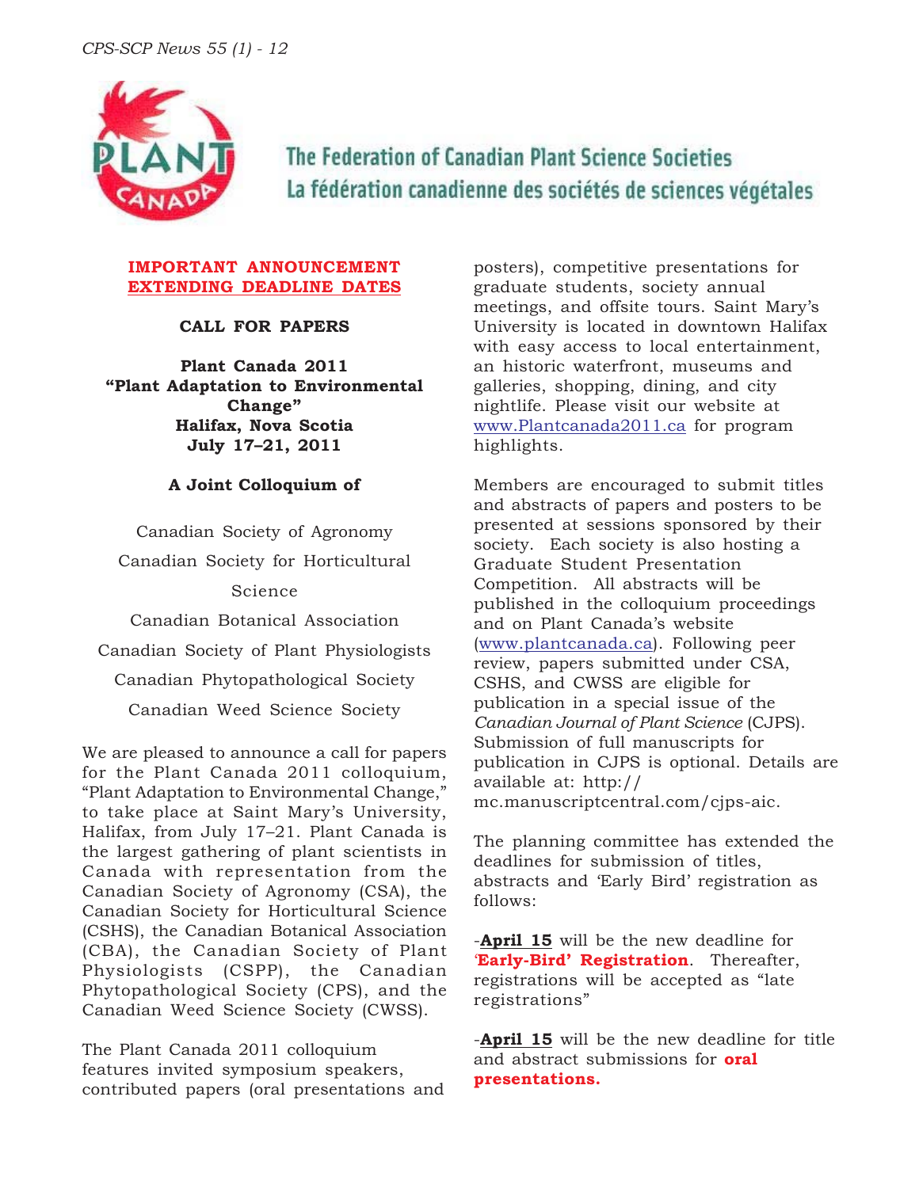The Federation of Canadian Plant Science Societies
La fédération canadienne des sociétés de sciences végétales

**IMPORTANT ANNOUNCEMENT**
**EXTENDING DEADLINE DATES**

## CALL FOR PAPERS

**Plant Canada 2011**
**"Plant Adaptation to Environmental Change"**
**Halifax, Nova Scotia**
**July 17–21, 2011**

**A Joint Colloquium of**

Canadian Society of Agronomy

Canadian Society for Horticultural Science

Canadian Botanical Association

Canadian Society of Plant Physiologists

Canadian Phytopathological Society

Canadian Weed Science Society

We are pleased to announce a call for papers for the Plant Canada 2011 colloquium, "Plant Adaptation to Environmental Change," to take place at Saint Mary's University, Halifax, from July 17–21. Plant Canada is the largest gathering of plant scientists in Canada with representation from the Canadian Society of Agronomy (CSA), the Canadian Society for Horticultural Science (CSHS), the Canadian Botanical Association (CBA), the Canadian Society of Plant Physiologists (CSPP), the Canadian Phytopathological Society (CPS), and the Canadian Weed Science Society (CWSS).

The Plant Canada 2011 colloquium features invited symposium speakers, contributed papers (oral presentations and posters), competitive presentations for graduate students, society annual meetings, and offsite tours. Saint Mary's University is located in downtown Halifax with easy access to local entertainment, an historic waterfront, museums and galleries, shopping, dining, and city nightlife. Please visit our website at www.Plantcanada2011.ca for program highlights.

Members are encouraged to submit titles and abstracts of papers and posters to be presented at sessions sponsored by their society. Each society is also hosting a Graduate Student Presentation Competition. All abstracts will be published in the colloquium proceedings and on Plant Canada's website (www.plantcanada.ca). Following peer review, papers submitted under CSA, CSHS, and CWSS are eligible for publication in a special issue of the *Canadian Journal of Plant Science* (CJPS). Submission of full manuscripts for publication in CJPS is optional. Details are available at: http://mc.manuscriptcentral.com/cjps-aic.

The planning committee has extended the deadlines for submission of titles, abstracts and 'Early Bird' registration as follows:

-**April 15** will be the new deadline for **'Early-Bird' Registration**. Thereafter, registrations will be accepted as "late registrations"

-**April 15** will be the new deadline for title and abstract submissions for **oral presentations.**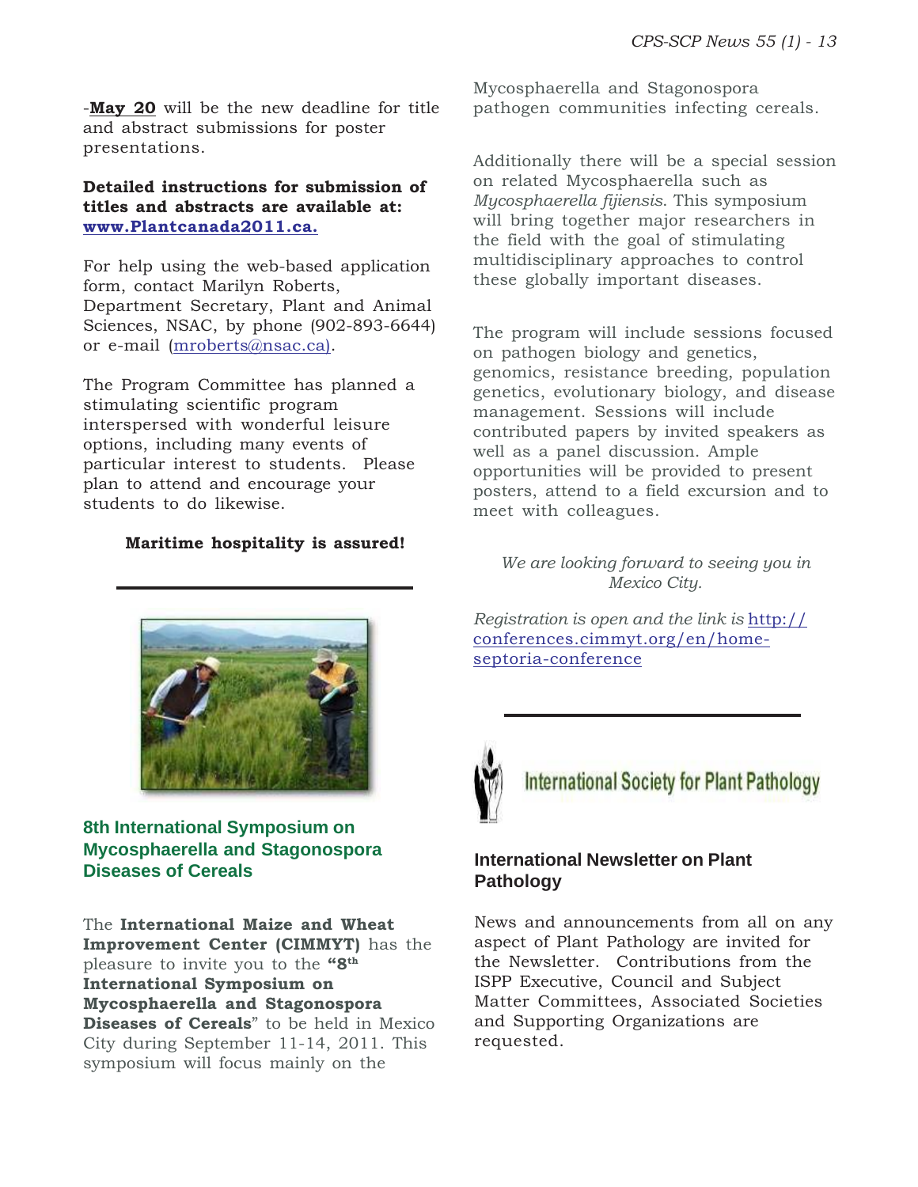-**May 20** will be the new deadline for title and abstract submissions for poster presentations.

**Detailed instructions for submission of titles and abstracts are available at: [www.Plantcanada2011.ca.](http://www.Plantcanada2011.ca)**

For help using the web-based application form, contact Marilyn Roberts, Department Secretary, Plant and Animal Sciences, NSAC, by phone (902-893-6644) or e-mail (mroberts@nsac.ca).

The Program Committee has planned a stimulating scientific program interspersed with wonderful leisure options, including many events of particular interest to students. Please plan to attend and encourage your students to do likewise.

**Maritime hospitality is assured!**

---

## 8th International Symposium on Mycosphaerella and Stagonospora Diseases of Cereals

The **International Maize and Wheat Improvement Center (CIMMYT)** has the pleasure to invite you to the **"8th International Symposium on Mycosphaerella and Stagonospora Diseases of Cereals"** to be held in Mexico City during September 11-14, 2011. This symposium will focus mainly on the Mycosphaerella and Stagonospora pathogen communities infecting cereals.

Additionally there will be a special session on related Mycosphaerella such as *Mycosphaerella fijiensis*. This symposium will bring together major researchers in the field with the goal of stimulating multidisciplinary approaches to control these globally important diseases.

The program will include sessions focused on pathogen biology and genetics, genomics, resistance breeding, population genetics, evolutionary biology, and disease management. Sessions will include contributed papers by invited speakers as well as a panel discussion. Ample opportunities will be provided to present posters, attend to a field excursion and to meet with colleagues.

*We are looking forward to seeing you in Mexico City.*

*Registration is open and the link is* [http://conferences.cimmyt.org/en/home-septoria-conference](http://conferences.cimmyt.org/en/home-septoria-conference)

---

International Society for Plant Pathology

### International Newsletter on Plant Pathology

News and announcements from all on any aspect of Plant Pathology are invited for the Newsletter. Contributions from the ISPP Executive, Council and Subject Matter Committees, Associated Societies and Supporting Organizations are requested.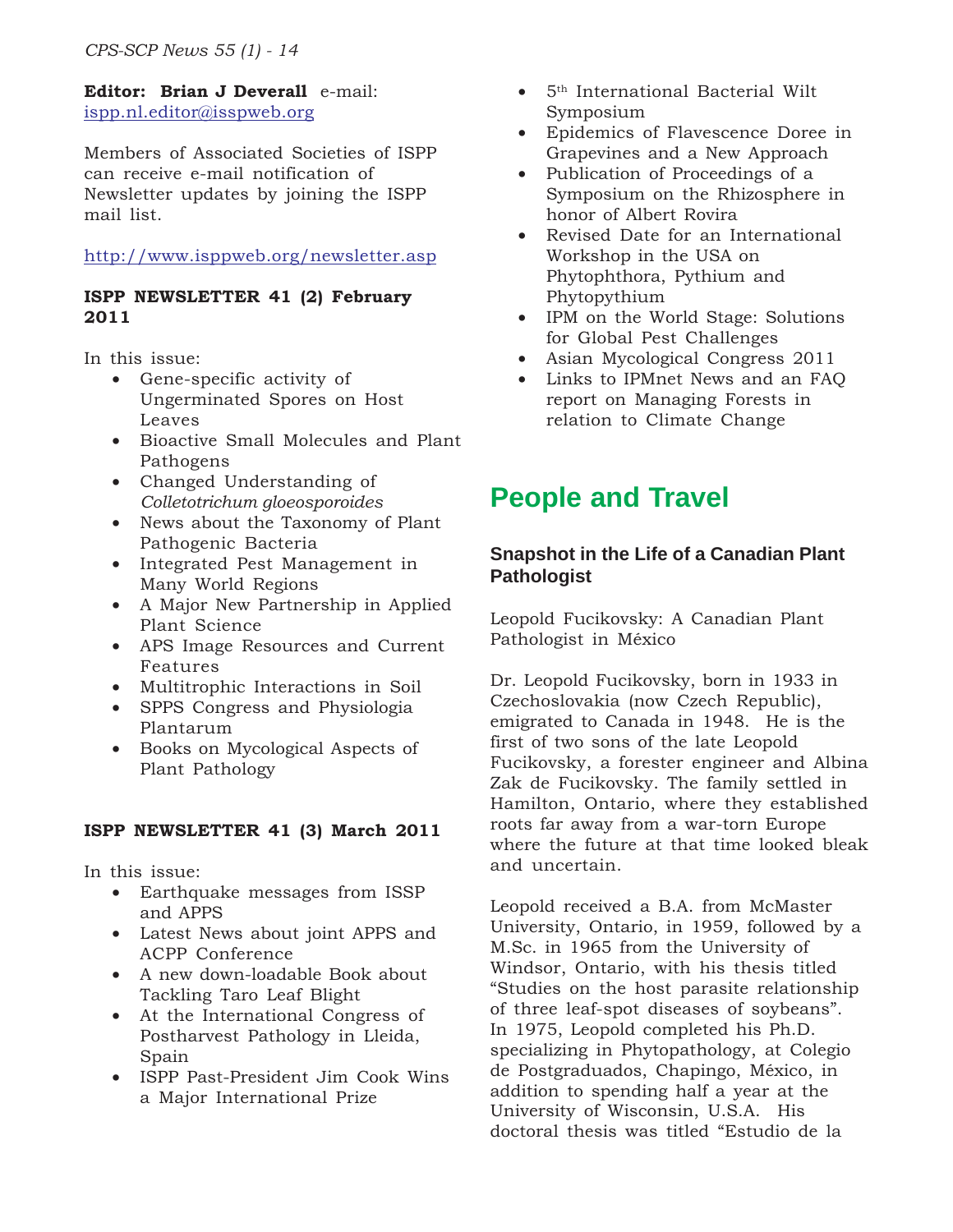**Editor: Brian J Deverall** e-mail: ispp.nl.editor@isspweb.org

Members of Associated Societies of ISPP can receive e-mail notification of Newsletter updates by joining the ISPP mail list.

http://www.isppweb.org/newsletter.asp

**ISPP NEWSLETTER 41 (2) February 2011**

In this issue:

- Gene-specific activity of Ungerminated Spores on Host Leaves
- Bioactive Small Molecules and Plant Pathogens
- Changed Understanding of *Colletotrichum gloeosporoides*
- News about the Taxonomy of Plant Pathogenic Bacteria
- Integrated Pest Management in Many World Regions
- A Major New Partnership in Applied Plant Science
- APS Image Resources and Current Features
- Multitrophic Interactions in Soil
- SPPS Congress and Physiologia Plantarum
- Books on Mycological Aspects of Plant Pathology

**ISPP NEWSLETTER 41 (3) March 2011**

In this issue:

- Earthquake messages from ISSP and APPS
- Latest News about joint APPS and ACPP Conference
- A new down-loadable Book about Tackling Taro Leaf Blight
- At the International Congress of Postharvest Pathology in Lleida, Spain
- ISPP Past-President Jim Cook Wins a Major International Prize
- 5th International Bacterial Wilt Symposium
- Epidemics of Flavescence Doree in Grapevines and a New Approach
- Publication of Proceedings of a Symposium on the Rhizosphere in honor of Albert Rovira
- Revised Date for an International Workshop in the USA on Phytophthora, Pythium and Phytopythium
- IPM on the World Stage: Solutions for Global Pest Challenges
- Asian Mycological Congress 2011
- Links to IPMnet News and an FAQ report on Managing Forests in relation to Climate Change

# People and Travel

## Snapshot in the Life of a Canadian Plant Pathologist

Leopold Fucikovsky: A Canadian Plant Pathologist in México

Dr. Leopold Fucikovsky, born in 1933 in Czechoslovakia (now Czech Republic), emigrated to Canada in 1948. He is the first of two sons of the late Leopold Fucikovsky, a forester engineer and Albina Zak de Fucikovsky. The family settled in Hamilton, Ontario, where they established roots far away from a war-torn Europe where the future at that time looked bleak and uncertain.

Leopold received a B.A. from McMaster University, Ontario, in 1959, followed by a M.Sc. in 1965 from the University of Windsor, Ontario, with his thesis titled "Studies on the host parasite relationship of three leaf-spot diseases of soybeans". In 1975, Leopold completed his Ph.D. specializing in Phytopathology, at Colegio de Postgraduados, Chapingo, México, in addition to spending half a year at the University of Wisconsin, U.S.A. His doctoral thesis was titled "Estudio de la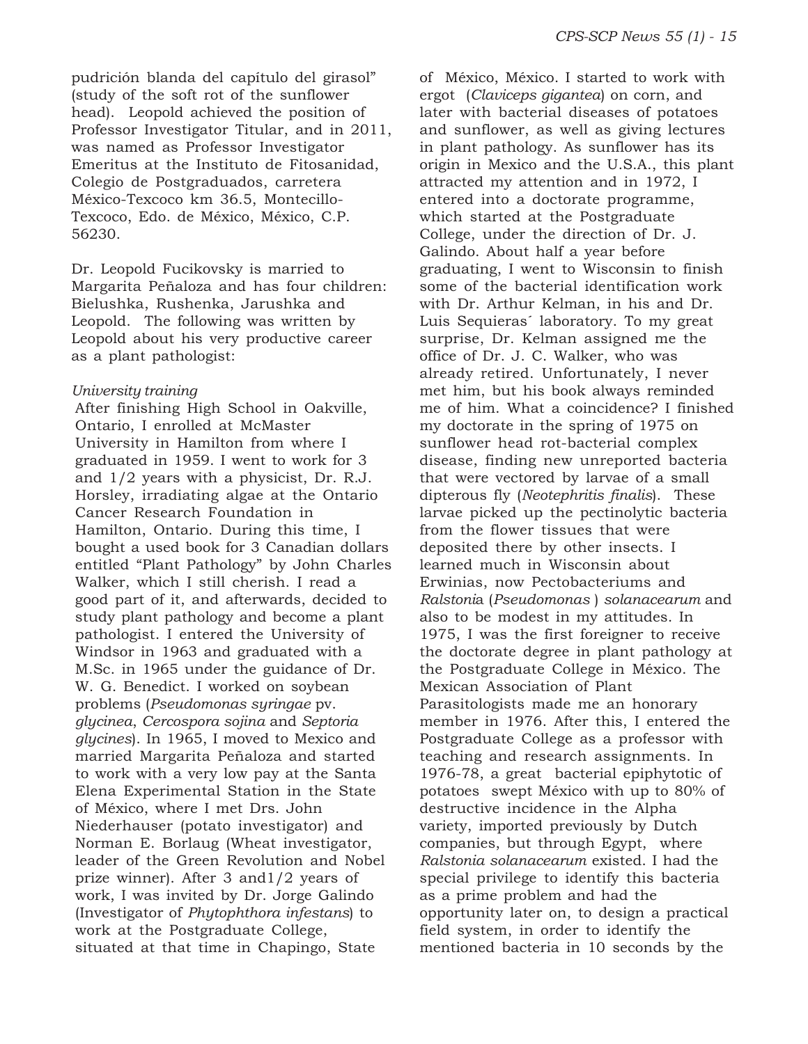pudrición blanda del capítulo del girasol" (study of the soft rot of the sunflower head). Leopold achieved the position of Professor Investigator Titular, and in 2011, was named as Professor Investigator Emeritus at the Instituto de Fitosanidad, Colegio de Postgraduados, carretera México-Texcoco km 36.5, Montecillo-Texcoco, Edo. de México, México, C.P. 56230.

Dr. Leopold Fucikovsky is married to Margarita Peñaloza and has four children: Bielushka, Rushenka, Jarushka and Leopold. The following was written by Leopold about his very productive career as a plant pathologist:

*University training*

After finishing High School in Oakville, Ontario, I enrolled at McMaster University in Hamilton from where I graduated in 1959. I went to work for 3 and 1/2 years with a physicist, Dr. R.J. Horsley, irradiating algae at the Ontario Cancer Research Foundation in Hamilton, Ontario. During this time, I bought a used book for 3 Canadian dollars entitled "Plant Pathology" by John Charles Walker, which I still cherish. I read a good part of it, and afterwards, decided to study plant pathology and become a plant pathologist. I entered the University of Windsor in 1963 and graduated with a M.Sc. in 1965 under the guidance of Dr. W. G. Benedict. I worked on soybean problems (*Pseudomonas syringae* pv. *glycinea*, *Cercospora sojina* and *Septoria glycines*). In 1965, I moved to Mexico and married Margarita Peñaloza and started to work with a very low pay at the Santa Elena Experimental Station in the State of México, where I met Drs. John Niederhauser (potato investigator) and Norman E. Borlaug (Wheat investigator, leader of the Green Revolution and Nobel prize winner). After 3 and1/2 years of work, I was invited by Dr. Jorge Galindo (Investigator of *Phytophthora infestans*) to work at the Postgraduate College, situated at that time in Chapingo, State of México, México. I started to work with ergot (*Claviceps gigantea*) on corn, and later with bacterial diseases of potatoes and sunflower, as well as giving lectures in plant pathology. As sunflower has its origin in Mexico and the U.S.A., this plant attracted my attention and in 1972, I entered into a doctorate programme, which started at the Postgraduate College, under the direction of Dr. J. Galindo. About half a year before graduating, I went to Wisconsin to finish some of the bacterial identification work with Dr. Arthur Kelman, in his and Dr. Luis Sequieras´ laboratory. To my great surprise, Dr. Kelman assigned me the office of Dr. J. C. Walker, who was already retired. Unfortunately, I never met him, but his book always reminded me of him. What a coincidence? I finished my doctorate in the spring of 1975 on sunflower head rot-bacterial complex disease, finding new unreported bacteria that were vectored by larvae of a small dipterous fly (*Neotephritis finalis*). These larvae picked up the pectinolytic bacteria from the flower tissues that were deposited there by other insects. I learned much in Wisconsin about Erwinias, now Pectobacteriums and *Ralstonia* (*Pseudomonas* ) *solanacearum* and also to be modest in my attitudes. In 1975, I was the first foreigner to receive the doctorate degree in plant pathology at the Postgraduate College in México. The Mexican Association of Plant Parasitologists made me an honorary member in 1976. After this, I entered the Postgraduate College as a professor with teaching and research assignments. In 1976-78, a great bacterial epiphytotic of potatoes swept México with up to 80% of destructive incidence in the Alpha variety, imported previously by Dutch companies, but through Egypt, where *Ralstonia solanacearum* existed. I had the special privilege to identify this bacteria as a prime problem and had the opportunity later on, to design a practical field system, in order to identify the mentioned bacteria in 10 seconds by the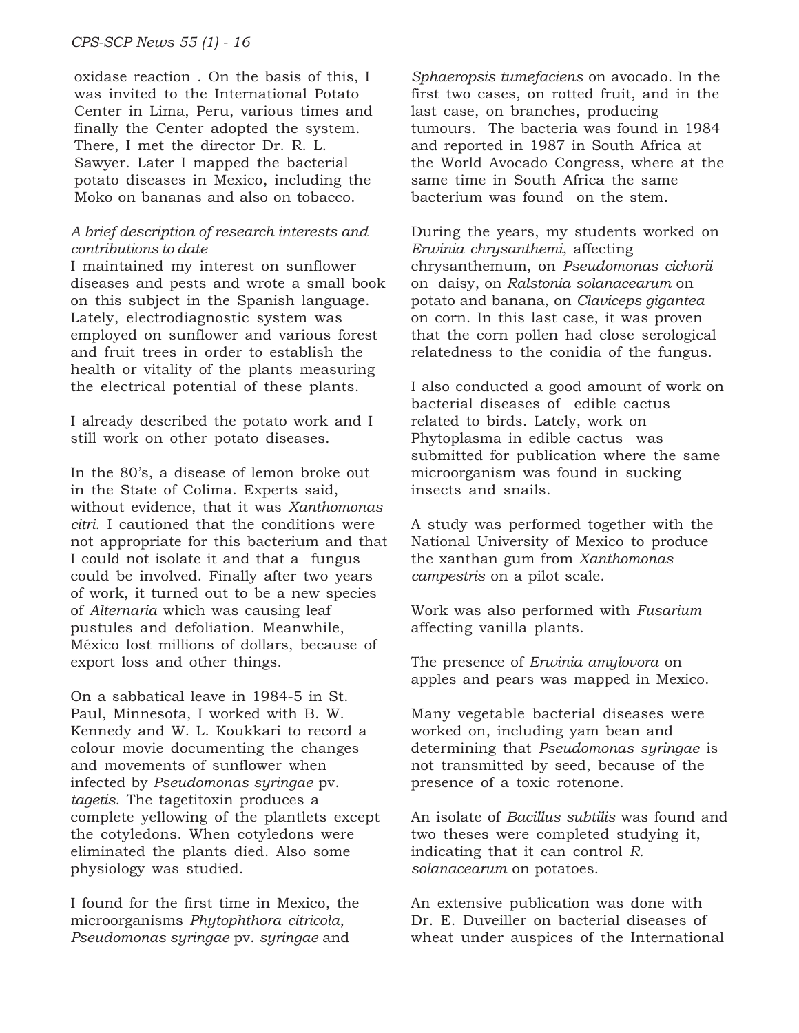oxidase reaction . On the basis of this, I was invited to the International Potato Center in Lima, Peru, various times and finally the Center adopted the system. There, I met the director Dr. R. L. Sawyer. Later I mapped the bacterial potato diseases in Mexico, including the Moko on bananas and also on tobacco.

*A brief description of research interests and contributions to date*

I maintained my interest on sunflower diseases and pests and wrote a small book on this subject in the Spanish language. Lately, electrodiagnostic system was employed on sunflower and various forest and fruit trees in order to establish the health or vitality of the plants measuring the electrical potential of these plants.

I already described the potato work and I still work on other potato diseases.

In the 80's, a disease of lemon broke out in the State of Colima. Experts said, without evidence, that it was *Xanthomonas citri*. I cautioned that the conditions were not appropriate for this bacterium and that I could not isolate it and that a fungus could be involved. Finally after two years of work, it turned out to be a new species of *Alternaria* which was causing leaf pustules and defoliation. Meanwhile, México lost millions of dollars, because of export loss and other things.

On a sabbatical leave in 1984-5 in St. Paul, Minnesota, I worked with B. W. Kennedy and W. L. Koukkari to record a colour movie documenting the changes and movements of sunflower when infected by *Pseudomonas syringae* pv. *tagetis*. The tagetitoxin produces a complete yellowing of the plantlets except the cotyledons. When cotyledons were eliminated the plants died. Also some physiology was studied.

I found for the first time in Mexico, the microorganisms *Phytophthora citricola*, *Pseudomonas syringae* pv. *syringae* and *Sphaeropsis tumefaciens* on avocado. In the first two cases, on rotted fruit, and in the last case, on branches, producing tumours. The bacteria was found in 1984 and reported in 1987 in South Africa at the World Avocado Congress, where at the same time in South Africa the same bacterium was found on the stem.

During the years, my students worked on *Erwinia chrysanthemi*, affecting chrysanthemum, on *Pseudomonas cichorii* on daisy, on *Ralstonia solanacearum* on potato and banana, on *Claviceps gigantea* on corn. In this last case, it was proven that the corn pollen had close serological relatedness to the conidia of the fungus.

I also conducted a good amount of work on bacterial diseases of edible cactus related to birds. Lately, work on Phytoplasma in edible cactus was submitted for publication where the same microorganism was found in sucking insects and snails.

A study was performed together with the National University of Mexico to produce the xanthan gum from *Xanthomonas campestris* on a pilot scale.

Work was also performed with *Fusarium* affecting vanilla plants.

The presence of *Erwinia amylovora* on apples and pears was mapped in Mexico.

Many vegetable bacterial diseases were worked on, including yam bean and determining that *Pseudomonas syringae* is not transmitted by seed, because of the presence of a toxic rotenone.

An isolate of *Bacillus subtilis* was found and two theses were completed studying it, indicating that it can control *R. solanacearum* on potatoes.

An extensive publication was done with Dr. E. Duveiller on bacterial diseases of wheat under auspices of the International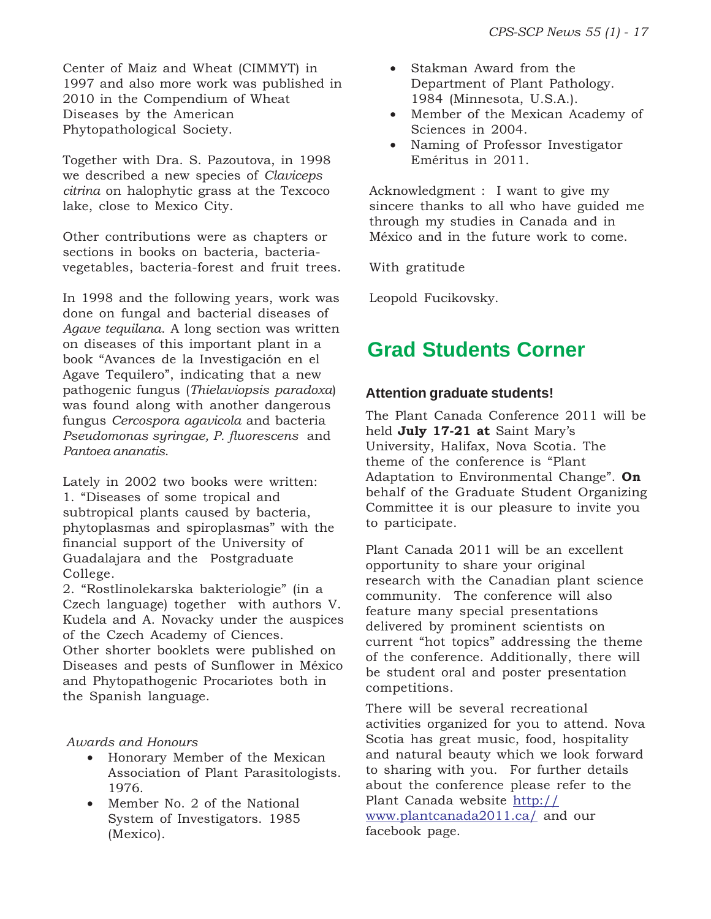Center of Maiz and Wheat (CIMMYT) in 1997 and also more work was published in 2010 in the Compendium of Wheat Diseases by the American Phytopathological Society.

Together with Dra. S. Pazoutova, in 1998 we described a new species of *Claviceps citrina* on halophytic grass at the Texcoco lake, close to Mexico City.

Other contributions were as chapters or sections in books on bacteria, bacteria-vegetables, bacteria-forest and fruit trees.

In 1998 and the following years, work was done on fungal and bacterial diseases of *Agave tequilana*. A long section was written on diseases of this important plant in a book "Avances de la Investigación en el Agave Tequilero", indicating that a new pathogenic fungus (*Thielaviopsis paradoxa*) was found along with another dangerous fungus *Cercospora agavicola* and bacteria *Pseudomonas syringae, P. fluorescens* and *Pantoea ananatis*.

Lately in 2002 two books were written:
1. "Diseases of some tropical and subtropical plants caused by bacteria, phytoplasmas and spiroplasmas" with the financial support of the University of Guadalajara and the Postgraduate College.
2. "Rostlinolekarska bakteriologie" (in a Czech language) together with authors V. Kudela and A. Novacky under the auspices of the Czech Academy of Ciences.
Other shorter booklets were published on Diseases and pests of Sunflower in México and Phytopathogenic Procariotes both in the Spanish language.

*Awards and Honours*

- Honorary Member of the Mexican Association of Plant Parasitologists. 1976.
- Member No. 2 of the National System of Investigators. 1985 (Mexico).
- Stakman Award from the Department of Plant Pathology. 1984 (Minnesota, U.S.A.).
- Member of the Mexican Academy of Sciences in 2004.
- Naming of Professor Investigator Eméritus in 2011.

Acknowledgment : I want to give my sincere thanks to all who have guided me through my studies in Canada and in México and in the future work to come.

With gratitude

Leopold Fucikovsky.

# Grad Students Corner

### Attention graduate students!

The Plant Canada Conference 2011 will be held **July 17-21 at** Saint Mary's University, Halifax, Nova Scotia. The theme of the conference is "Plant Adaptation to Environmental Change". **On** behalf of the Graduate Student Organizing Committee it is our pleasure to invite you to participate.

Plant Canada 2011 will be an excellent opportunity to share your original research with the Canadian plant science community. The conference will also feature many special presentations delivered by prominent scientists on current "hot topics" addressing the theme of the conference. Additionally, there will be student oral and poster presentation competitions.

There will be several recreational activities organized for you to attend. Nova Scotia has great music, food, hospitality and natural beauty which we look forward to sharing with you. For further details about the conference please refer to the Plant Canada website http://www.plantcanada2011.ca/ and our facebook page.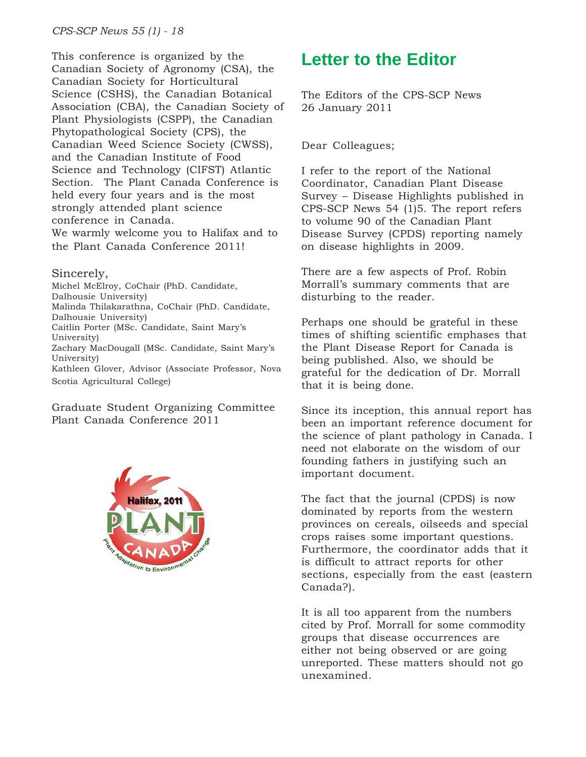This conference is organized by the Canadian Society of Agronomy (CSA), the Canadian Society for Horticultural Science (CSHS), the Canadian Botanical Association (CBA), the Canadian Society of Plant Physiologists (CSPP), the Canadian Phytopathological Society (CPS), the Canadian Weed Science Society (CWSS), and the Canadian Institute of Food Science and Technology (CIFST) Atlantic Section. The Plant Canada Conference is held every four years and is the most strongly attended plant science conference in Canada.
We warmly welcome you to Halifax and to the Plant Canada Conference 2011!

Sincerely,
Michel McElroy, CoChair (PhD. Candidate, Dalhousie University)
Malinda Thilakarathna, CoChair (PhD. Candidate, Dalhousie University)
Caitlin Porter (MSc. Candidate, Saint Mary's University)
Zachary MacDougall (MSc. Candidate, Saint Mary's University)
Kathleen Glover, Advisor (Associate Professor, Nova Scotia Agricultural College)

Graduate Student Organizing Committee
Plant Canada Conference 2011

## Letter to the Editor

The Editors of the CPS-SCP News
26 January 2011

Dear Colleagues;

I refer to the report of the National Coordinator, Canadian Plant Disease Survey – Disease Highlights published in CPS-SCP News 54 (1)5. The report refers to volume 90 of the Canadian Plant Disease Survey (CPDS) reporting namely on disease highlights in 2009.

There are a few aspects of Prof. Robin Morrall's summary comments that are disturbing to the reader.

Perhaps one should be grateful in these times of shifting scientific emphases that the Plant Disease Report for Canada is being published. Also, we should be grateful for the dedication of Dr. Morrall that it is being done.

Since its inception, this annual report has been an important reference document for the science of plant pathology in Canada. I need not elaborate on the wisdom of our founding fathers in justifying such an important document.

The fact that the journal (CPDS) is now dominated by reports from the western provinces on cereals, oilseeds and special crops raises some important questions. Furthermore, the coordinator adds that it is difficult to attract reports for other sections, especially from the east (eastern Canada?).

It is all too apparent from the numbers cited by Prof. Morrall for some commodity groups that disease occurrences are either not being observed or are going unreported. These matters should not go unexamined.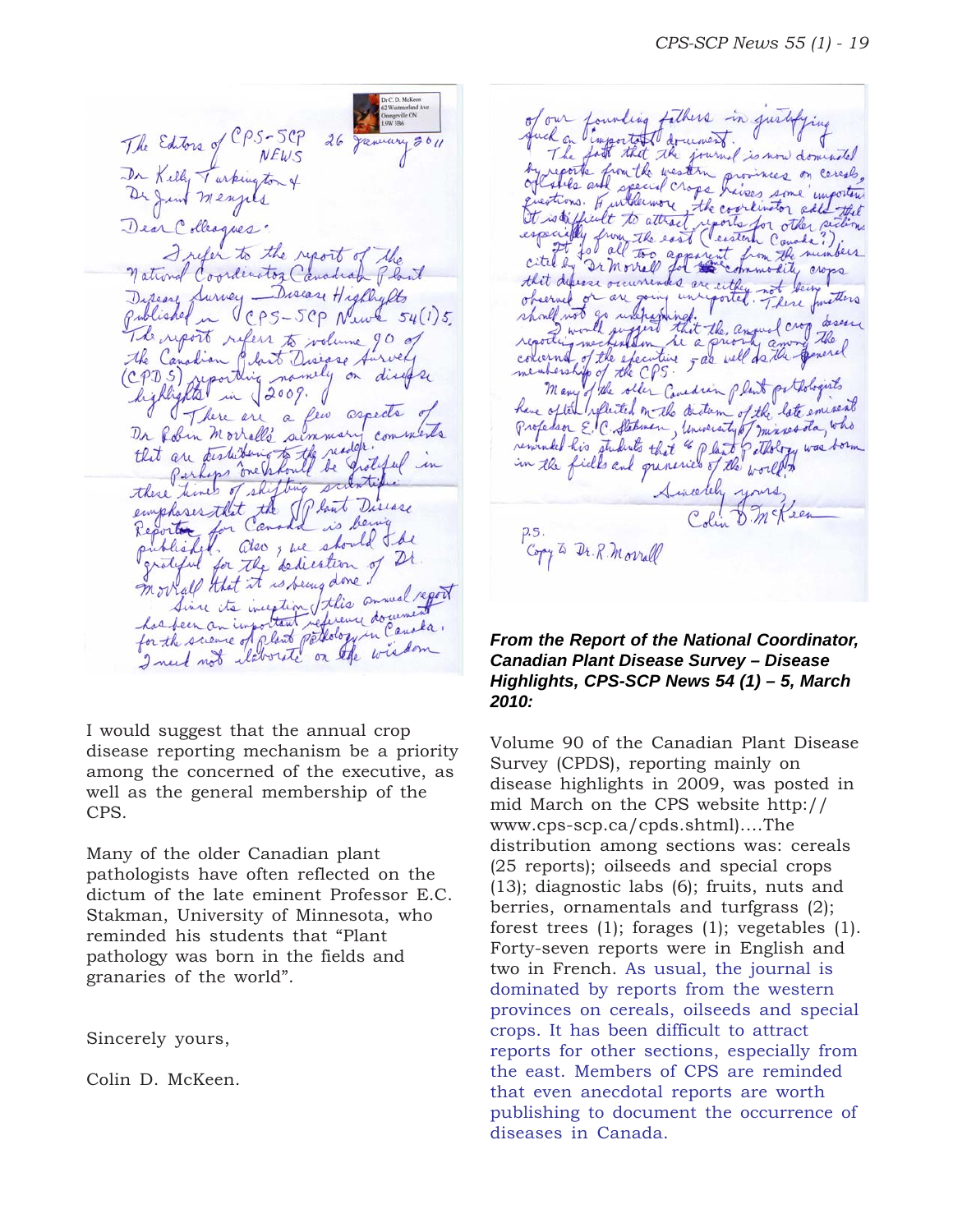Dr C. D. McKeen
62 Westmorland Ave
Orangeville ON
L9W 3B6

The Editors of CPS-SCP NEWS — 26 January 2011

Dr Kelly Turkington &
Dr Jim Menzies

Dear Colleagues:

I refer to the report of the National Coordinator Canadian Plant Disease Survey — Disease Highlights published in CPS-SCP News 54(1)5. The report refers to volume 90 of the Canadian Plant Disease Survey (CPDS) reporting namely on disease highlights in 2009.

There are a few aspects of Dr Robin Morrall's summary comments that are disturbing to the reader. Perhaps one should be grateful in these times of shifting scientific emphases that the Plant Disease Reporter for Canada is being published. Also, we should be grateful for the dedication of Dr. Morrall that it is being done!

Since its inception this annual report has been an important reference document for the science of plant pathology in Canada. I need not elaborate on the wisdom

I would suggest that the annual crop disease reporting mechanism be a priority among the concerned of the executive, as well as the general membership of the CPS.

Many of the older Canadian plant pathologists have often reflected on the dictum of the late eminent Professor E.C. Stakman, University of Minnesota, who reminded his students that "Plant pathology was born in the fields and granaries of the world".

Sincerely yours,

Colin D. McKeen.

of our founding fathers in justifying such an important document.

The fact that the journal is now dominated by reports from the western provinces on cereals, oilseeds and special crops raises some important questions. Furthermore the coordinator adds that it is difficult to attract reports for other sections especially from the east (eastern Canada?).

It is all too apparent from the numbers cited by Dr Morrall for commodity crops that disease occurrences are either not being observed or are going unreported. These matters should not go unheeded.

I would suggest that the annual crop disease reporting mechanism be a priority among the concerned of the executive, as well as the general membership of the CPS.

Many of the older Canadian plant pathologists have often reflected on the dictum of the late eminent Professor E.C. Stakman, University of Minnesota, who reminded his students that "Plant pathology was born in the fields and granaries of the world".

Sincerely yours,
Colin D. McKeen

P.S.
Copy to Dr. R. Morrall

***From the Report of the National Coordinator, Canadian Plant Disease Survey – Disease Highlights, CPS-SCP News 54 (1) – 5, March 2010:***

Volume 90 of the Canadian Plant Disease Survey (CPDS), reporting mainly on disease highlights in 2009, was posted in mid March on the CPS website http://www.cps-scp.ca/cpds.shtml)....The distribution among sections was: cereals (25 reports); oilseeds and special crops (13); diagnostic labs (6); fruits, nuts and berries, ornamentals and turfgrass (2); forest trees (1); forages (1); vegetables (1). Forty-seven reports were in English and two in French. As usual, the journal is dominated by reports from the western provinces on cereals, oilseeds and special crops. It has been difficult to attract reports for other sections, especially from the east. Members of CPS are reminded that even anecdotal reports are worth publishing to document the occurrence of diseases in Canada.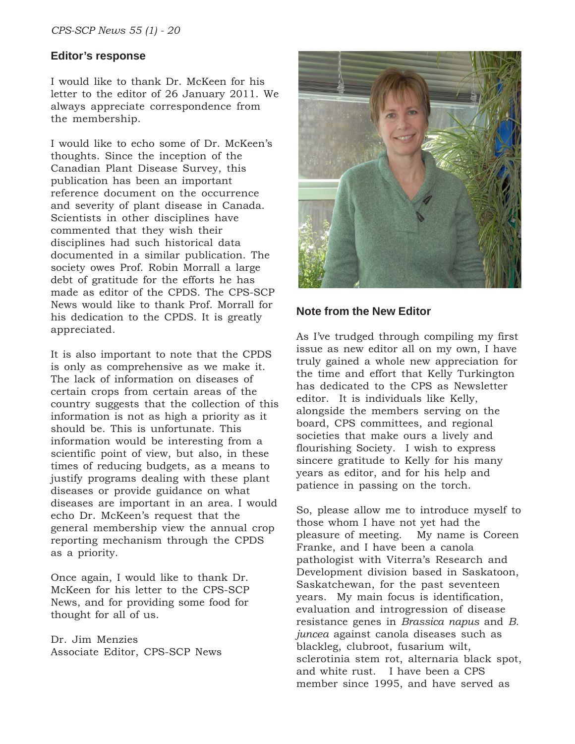## Editor's response

I would like to thank Dr. McKeen for his letter to the editor of 26 January 2011. We always appreciate correspondence from the membership.

I would like to echo some of Dr. McKeen's thoughts. Since the inception of the Canadian Plant Disease Survey, this publication has been an important reference document on the occurrence and severity of plant disease in Canada. Scientists in other disciplines have commented that they wish their disciplines had such historical data documented in a similar publication. The society owes Prof. Robin Morrall a large debt of gratitude for the efforts he has made as editor of the CPDS. The CPS-SCP News would like to thank Prof. Morrall for his dedication to the CPDS. It is greatly appreciated.

It is also important to note that the CPDS is only as comprehensive as we make it. The lack of information on diseases of certain crops from certain areas of the country suggests that the collection of this information is not as high a priority as it should be. This is unfortunate. This information would be interesting from a scientific point of view, but also, in these times of reducing budgets, as a means to justify programs dealing with these plant diseases or provide guidance on what diseases are important in an area. I would echo Dr. McKeen's request that the general membership view the annual crop reporting mechanism through the CPDS as a priority.

Once again, I would like to thank Dr. McKeen for his letter to the CPS-SCP News, and for providing some food for thought for all of us.

Dr. Jim Menzies
Associate Editor, CPS-SCP News

## Note from the New Editor

As I've trudged through compiling my first issue as new editor all on my own, I have truly gained a whole new appreciation for the time and effort that Kelly Turkington has dedicated to the CPS as Newsletter editor. It is individuals like Kelly, alongside the members serving on the board, CPS committees, and regional societies that make ours a lively and flourishing Society. I wish to express sincere gratitude to Kelly for his many years as editor, and for his help and patience in passing on the torch.

So, please allow me to introduce myself to those whom I have not yet had the pleasure of meeting. My name is Coreen Franke, and I have been a canola pathologist with Viterra's Research and Development division based in Saskatoon, Saskatchewan, for the past seventeen years. My main focus is identification, evaluation and introgression of disease resistance genes in *Brassica napus* and *B. juncea* against canola diseases such as blackleg, clubroot, fusarium wilt, sclerotinia stem rot, alternaria black spot, and white rust. I have been a CPS member since 1995, and have served as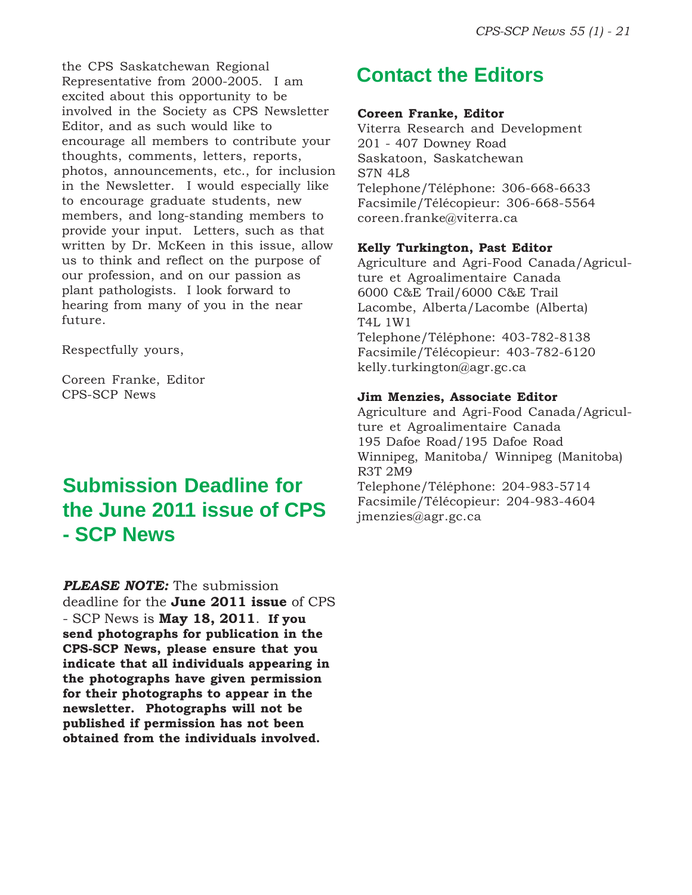the CPS Saskatchewan Regional Representative from 2000-2005. I am excited about this opportunity to be involved in the Society as CPS Newsletter Editor, and as such would like to encourage all members to contribute your thoughts, comments, letters, reports, photos, announcements, etc., for inclusion in the Newsletter. I would especially like to encourage graduate students, new members, and long-standing members to provide your input. Letters, such as that written by Dr. McKeen in this issue, allow us to think and reflect on the purpose of our profession, and on our passion as plant pathologists. I look forward to hearing from many of you in the near future.

Respectfully yours,

Coreen Franke, Editor
CPS-SCP News

## Submission Deadline for the June 2011 issue of CPS - SCP News

***PLEASE NOTE:*** The submission deadline for the **June 2011 issue** of CPS - SCP News is **May 18, 2011**. **If you send photographs for publication in the CPS-SCP News, please ensure that you indicate that all individuals appearing in the photographs have given permission for their photographs to appear in the newsletter. Photographs will not be published if permission has not been obtained from the individuals involved.**

## Contact the Editors

**Coreen Franke, Editor**
Viterra Research and Development
201 - 407 Downey Road
Saskatoon, Saskatchewan
S7N 4L8
Telephone/Téléphone: 306-668-6633
Facsimile/Télécopieur: 306-668-5564
coreen.franke@viterra.ca

**Kelly Turkington, Past Editor**
Agriculture and Agri-Food Canada/Agriculture et Agroalimentaire Canada
6000 C&E Trail/6000 C&E Trail
Lacombe, Alberta/Lacombe (Alberta)
T4L 1W1
Telephone/Téléphone: 403-782-8138
Facsimile/Télécopieur: 403-782-6120
kelly.turkington@agr.gc.ca

**Jim Menzies, Associate Editor**
Agriculture and Agri-Food Canada/Agriculture et Agroalimentaire Canada
195 Dafoe Road/195 Dafoe Road
Winnipeg, Manitoba/ Winnipeg (Manitoba)
R3T 2M9
Telephone/Téléphone: 204-983-5714
Facsimile/Télécopieur: 204-983-4604
jmenzies@agr.gc.ca